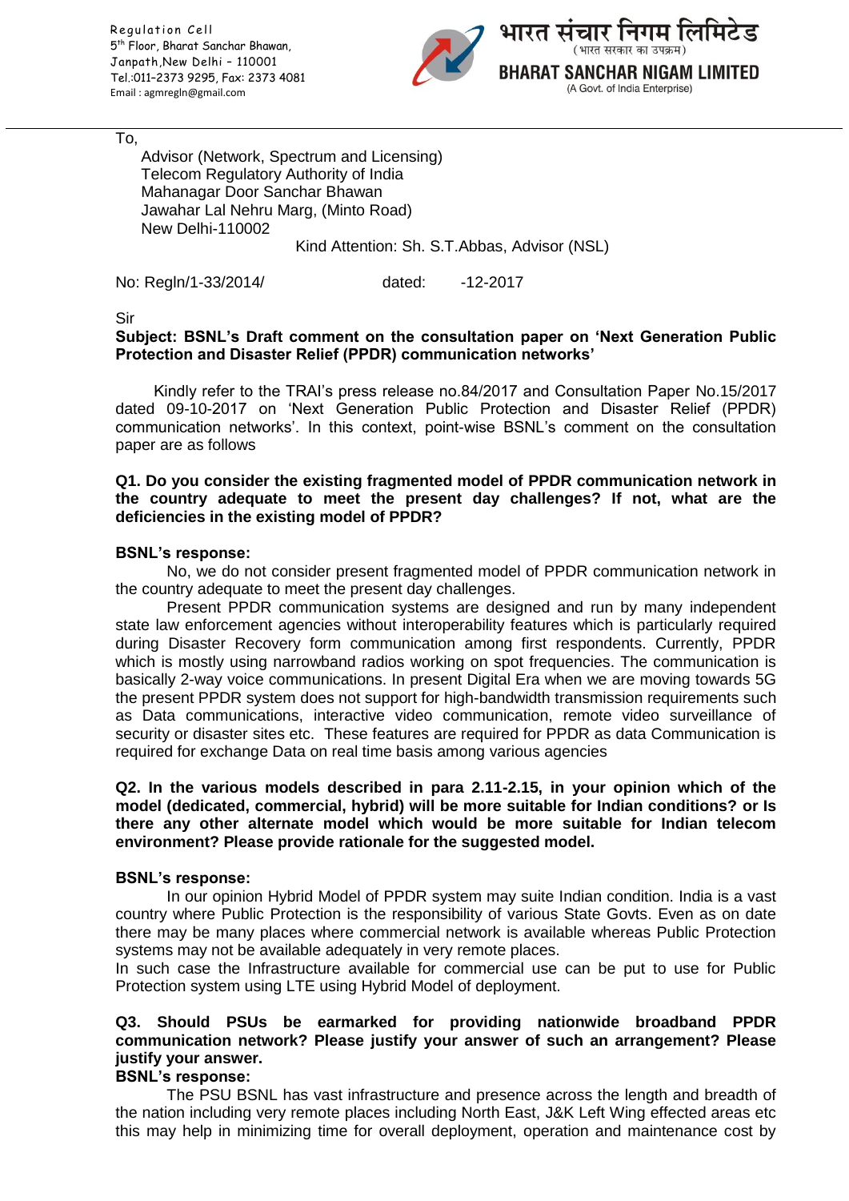Regulation Cell
5th Floor, Bharat Sanchar Bhawan,
Janpath,New Delhi – 110001
Tel.:011-2373 9295, Fax: 2373 4081
Email : agmregln@gmail.com

भारत संचार निगम लिमिटेड
(भारत सरकार का उपक्रम)
**BHARAT SANCHAR NIGAM LIMITED**
(A Govt. of India Enterprise)

---

To,
Advisor (Network, Spectrum and Licensing)
Telecom Regulatory Authority of India
Mahanagar Door Sanchar Bhawan
Jawahar Lal Nehru Marg, (Minto Road)
New Delhi-110002

Kind Attention: Sh. S.T.Abbas, Advisor (NSL)

No: Regln/1-33/2014/ dated: -12-2017

Sir

**Subject: BSNL's Draft comment on the consultation paper on 'Next Generation Public Protection and Disaster Relief (PPDR) communication networks'**

Kindly refer to the TRAI's press release no.84/2017 and Consultation Paper No.15/2017 dated 09-10-2017 on 'Next Generation Public Protection and Disaster Relief (PPDR) communication networks'. In this context, point-wise BSNL's comment on the consultation paper are as follows

**Q1. Do you consider the existing fragmented model of PPDR communication network in the country adequate to meet the present day challenges? If not, what are the deficiencies in the existing model of PPDR?**

**BSNL's response:**

No, we do not consider present fragmented model of PPDR communication network in the country adequate to meet the present day challenges.

Present PPDR communication systems are designed and run by many independent state law enforcement agencies without interoperability features which is particularly required during Disaster Recovery form communication among first respondents. Currently, PPDR which is mostly using narrowband radios working on spot frequencies. The communication is basically 2-way voice communications. In present Digital Era when we are moving towards 5G the present PPDR system does not support for high-bandwidth transmission requirements such as Data communications, interactive video communication, remote video surveillance of security or disaster sites etc. These features are required for PPDR as data Communication is required for exchange Data on real time basis among various agencies

**Q2. In the various models described in para 2.11-2.15, in your opinion which of the model (dedicated, commercial, hybrid) will be more suitable for Indian conditions? or Is there any other alternate model which would be more suitable for Indian telecom environment? Please provide rationale for the suggested model.**

**BSNL's response:**

In our opinion Hybrid Model of PPDR system may suite Indian condition. India is a vast country where Public Protection is the responsibility of various State Govts. Even as on date there may be many places where commercial network is available whereas Public Protection systems may not be available adequately in very remote places.

In such case the Infrastructure available for commercial use can be put to use for Public Protection system using LTE using Hybrid Model of deployment.

**Q3. Should PSUs be earmarked for providing nationwide broadband PPDR communication network? Please justify your answer of such an arrangement? Please justify your answer.**

**BSNL's response:**

The PSU BSNL has vast infrastructure and presence across the length and breadth of the nation including very remote places including North East, J&K Left Wing effected areas etc this may help in minimizing time for overall deployment, operation and maintenance cost by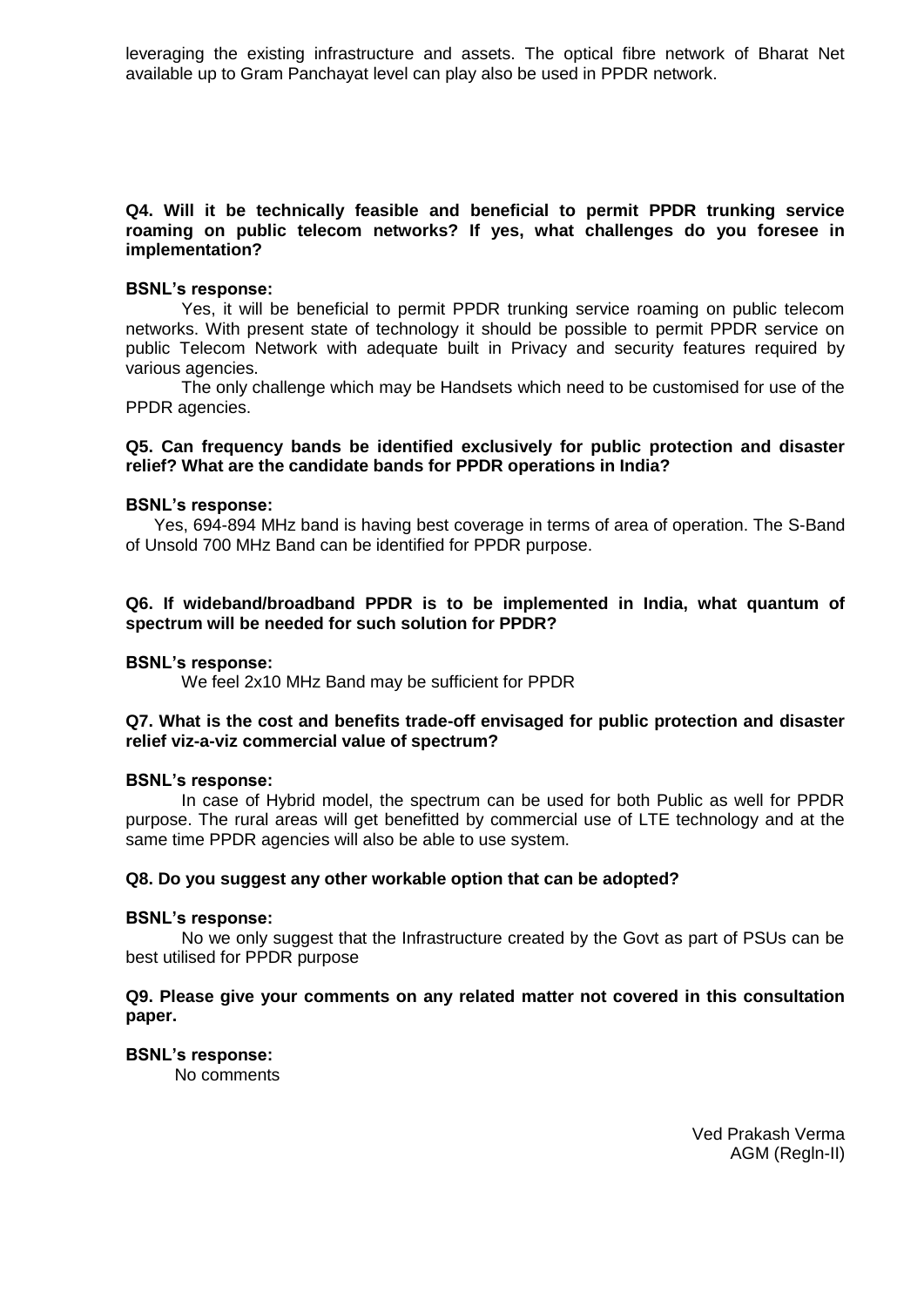leveraging the existing infrastructure and assets. The optical fibre network of Bharat Net available up to Gram Panchayat level can play also be used in PPDR network.

**Q4. Will it be technically feasible and beneficial to permit PPDR trunking service roaming on public telecom networks? If yes, what challenges do you foresee in implementation?**

**BSNL's response:**

Yes, it will be beneficial to permit PPDR trunking service roaming on public telecom networks. With present state of technology it should be possible to permit PPDR service on public Telecom Network with adequate built in Privacy and security features required by various agencies.

The only challenge which may be Handsets which need to be customised for use of the PPDR agencies.

**Q5. Can frequency bands be identified exclusively for public protection and disaster relief? What are the candidate bands for PPDR operations in India?**

**BSNL's response:**

Yes, 694-894 MHz band is having best coverage in terms of area of operation. The S-Band of Unsold 700 MHz Band can be identified for PPDR purpose.

**Q6. If wideband/broadband PPDR is to be implemented in India, what quantum of spectrum will be needed for such solution for PPDR?**

**BSNL's response:**

We feel 2x10 MHz Band may be sufficient for PPDR

**Q7. What is the cost and benefits trade-off envisaged for public protection and disaster relief viz-a-viz commercial value of spectrum?**

**BSNL's response:**

In case of Hybrid model, the spectrum can be used for both Public as well for PPDR purpose. The rural areas will get benefitted by commercial use of LTE technology and at the same time PPDR agencies will also be able to use system.

**Q8. Do you suggest any other workable option that can be adopted?**

**BSNL's response:**

No we only suggest that the Infrastructure created by the Govt as part of PSUs can be best utilised for PPDR purpose

**Q9. Please give your comments on any related matter not covered in this consultation paper.**

**BSNL's response:**

No comments

Ved Prakash Verma
AGM (Regln-II)